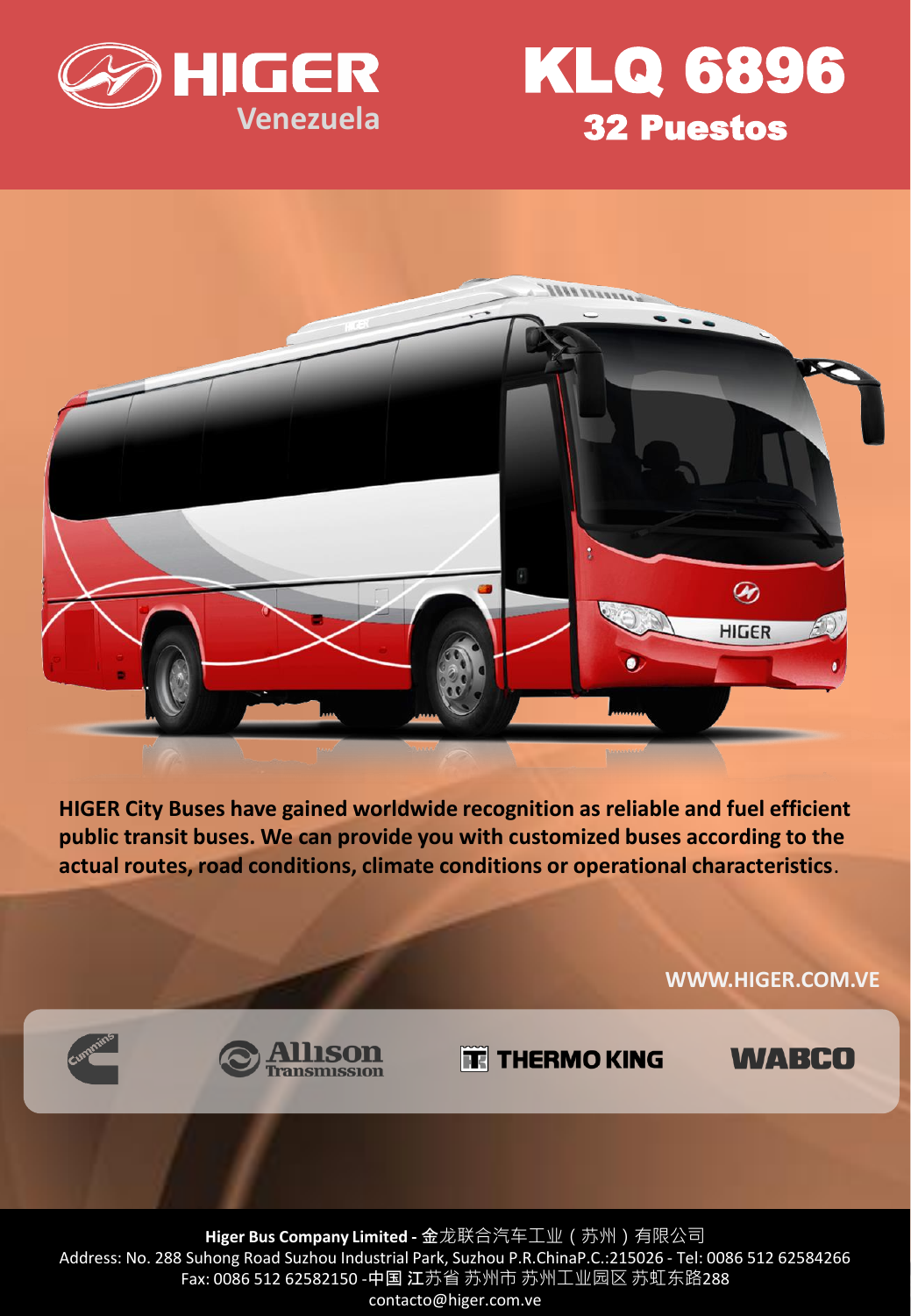HIGER Venezuela

# KLQ 6896

## 32 Puestos

**HIGER City Buses have gained worldwide recognition as reliable and fuel efficient public transit buses. We can provide you with customized buses according to the actual routes, road conditions, climate conditions or operational characteristics**.

**WWW.HIGER.COM.VE**

Cummins | Allison Transmission | THERMO KING | WABCO

**Higer Bus Company Limited -** 金龙联合汽车工业（苏州）有限公司
Address: No. 288 Suhong Road Suzhou Industrial Park, Suzhou P.R.ChinaP.C.:215026 - Tel: 0086 512 62584266
Fax: 0086 512 62582150 -中国 江苏省 苏州市 苏州工业园区 苏虹东路288
contacto@higer.com.ve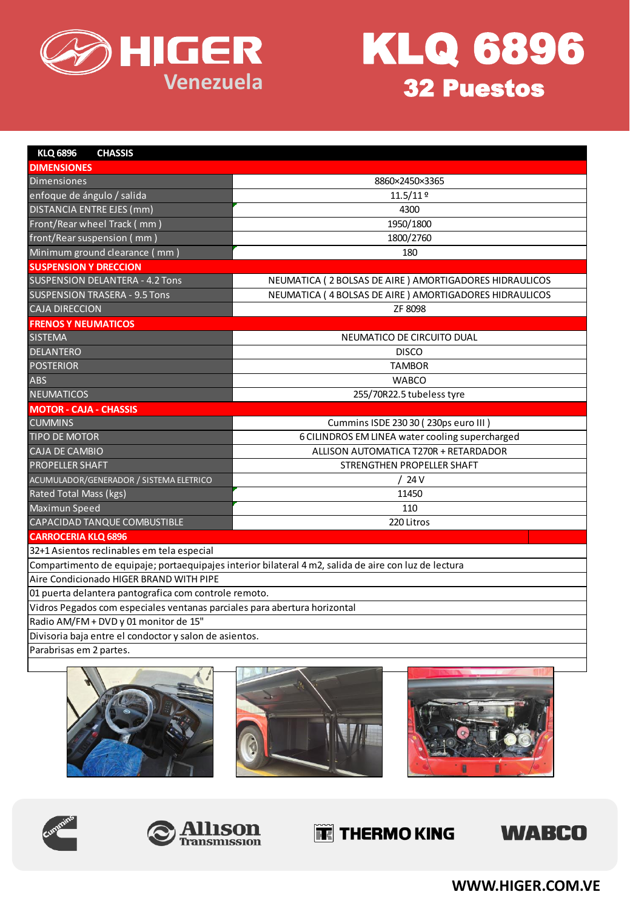# HIGER Venezuela

# KLQ 6896

## 32 Puestos

| KLQ 6896 CHASSIS | |
|---|---|
| **DIMENSIONES** | |
| Dimensiones | 8860×2450×3365 |
| enfoque de ángulo / salida | 11.5/11º |
| DISTANCIA ENTRE EJES (mm) | 4300 |
| Front/Rear wheel Track ( mm ) | 1950/1800 |
| front/Rear suspension ( mm ) | 1800/2760 |
| Minimum ground clearance ( mm ) | 180 |
| **SUSPENSION Y DRECCION** | |
| SUSPENSION DELANTERA - 4.2 Tons | NEUMATICA ( 2 BOLSAS DE AIRE ) AMORTIGADORES HIDRAULICOS |
| SUSPENSION TRASERA - 9.5 Tons | NEUMATICA ( 4 BOLSAS DE AIRE ) AMORTIGADORES HIDRAULICOS |
| CAJA DIRECCION | ZF 8098 |
| **FRENOS Y NEUMATICOS** | |
| SISTEMA | NEUMATICO DE CIRCUITO DUAL |
| DELANTERO | DISCO |
| POSTERIOR | TAMBOR |
| ABS | WABCO |
| NEUMATICOS | 255/70R22.5 tubeless tyre |
| **MOTOR - CAJA - CHASSIS** | |
| CUMMINS | Cummins ISDE 230 30 ( 230ps euro III ) |
| TIPO DE MOTOR | 6 CILINDROS EM LINEA water cooling supercharged |
| CAJA DE CAMBIO | ALLISON AUTOMATICA T270R + RETARDADOR |
| PROPELLER SHAFT | STRENGTHEN PROPELLER SHAFT |
| ACUMULADOR/GENERADOR / SISTEMA ELETRICO | / 24 V |
| Rated Total Mass (kgs) | 11450 |
| Maximun Speed | 110 |
| CAPACIDAD TANQUE COMBUSTIBLE | 220 Litros |
| **CARROCERIA KLQ 6896** | |
| 32+1 Asientos reclinables em tela especial | |
| Compartimento de equipaje; portaequipajes interior bilateral 4 m2, salida de aire con luz de lectura | |
| Aire Condicionado HIGER BRAND WITH PIPE | |
| 01 puerta delantera pantografica com controle remoto. | |
| Vidros Pegados com especiales ventanas parciales para abertura horizontal | |
| Radio AM/FM + DVD y 01 monitor de 15" | |
| Divisoria baja entre el condoctor y salon de asientos. | |
| Parabrisas em 2 partes. | |

Cummins | Allison Transmission | THERMO KING | WABCO

WWW.HIGER.COM.VE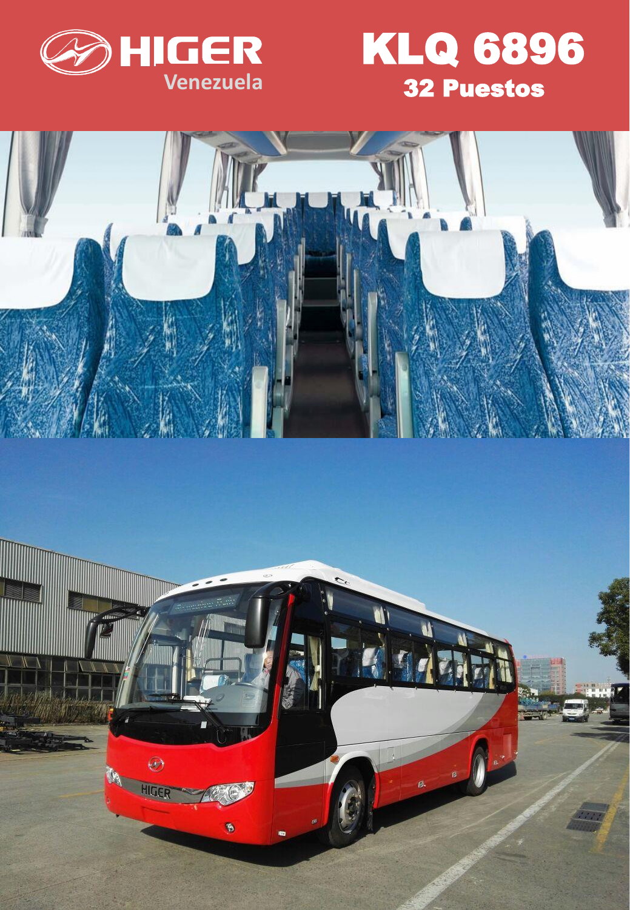HIGER

Venezuela

# KLQ 6896

## 32 Puestos